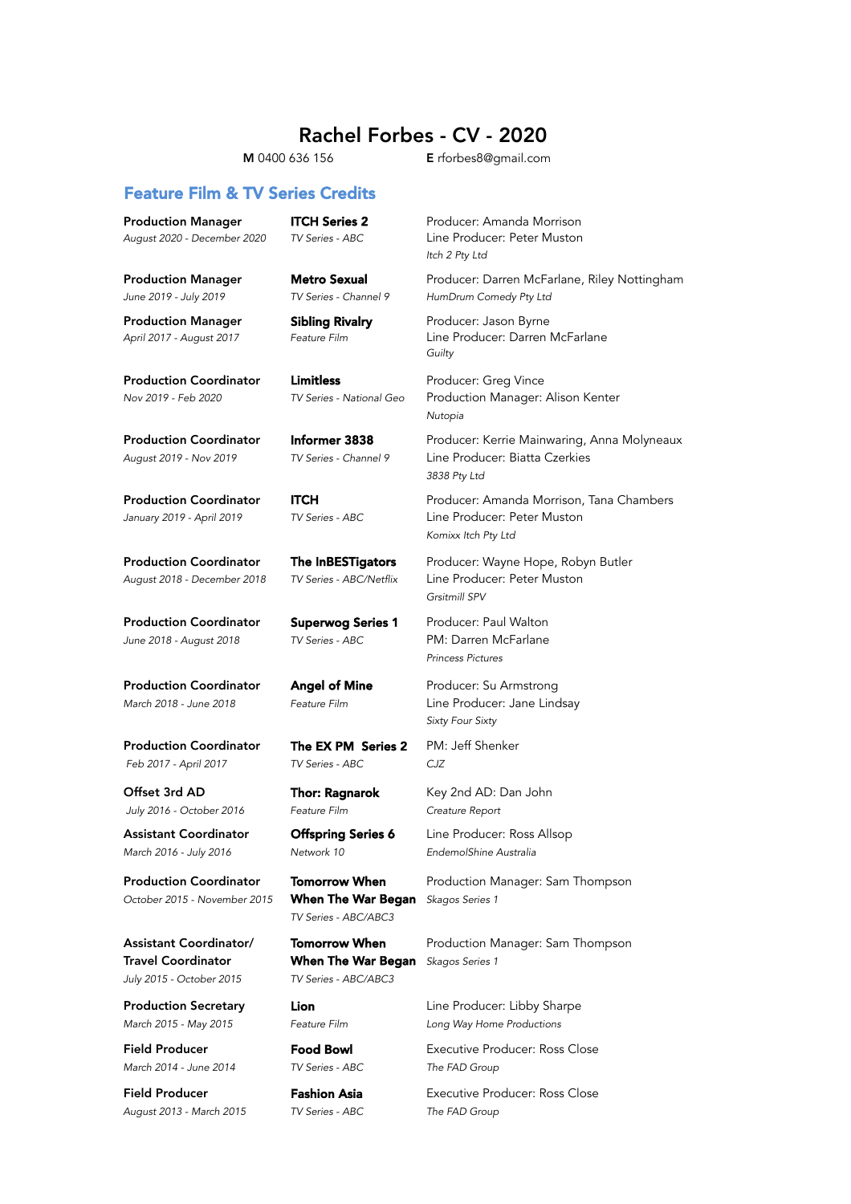# Rachel Forbes - CV - 2020

**M** 0400 636 156 **E** rforbes8@gmail.com

## Feature Film & TV Series Credits

| | | |
|---|---|---|
| **Production Manager**<br>*August 2020 - December 2020* | **ITCH Series 2**<br>*TV Series - ABC* | Producer: Amanda Morrison<br>Line Producer: Peter Muston<br>*Itch 2 Pty Ltd* |
| **Production Manager**<br>*June 2019 - July 2019* | **Metro Sexual**<br>*TV Series - Channel 9* | Producer: Darren McFarlane, Riley Nottingham<br>*HumDrum Comedy Pty Ltd* |
| **Production Manager**<br>*April 2017 - August 2017* | **Sibling Rivalry**<br>*Feature Film* | Producer: Jason Byrne<br>Line Producer: Darren McFarlane<br>*Guilty* |
| **Production Coordinator**<br>*Nov 2019 - Feb 2020* | **Limitless**<br>*TV Series - National Geo* | Producer: Greg Vince<br>Production Manager: Alison Kenter<br>*Nutopia* |
| **Production Coordinator**<br>*August 2019 - Nov 2019* | **Informer 3838**<br>*TV Series - Channel 9* | Producer: Kerrie Mainwaring, Anna Molyneaux<br>Line Producer: Biatta Czerkies<br>*3838 Pty Ltd* |
| **Production Coordinator**<br>*January 2019 - April 2019* | **ITCH**<br>*TV Series - ABC* | Producer: Amanda Morrison, Tana Chambers<br>Line Producer: Peter Muston<br>*Komixx Itch Pty Ltd* |
| **Production Coordinator**<br>*August 2018 - December 2018* | **The InBESTigators**<br>*TV Series - ABC/Netflix* | Producer: Wayne Hope, Robyn Butler<br>Line Producer: Peter Muston<br>*Grsitmill SPV* |
| **Production Coordinator**<br>*June 2018 - August 2018* | **Superwog Series 1**<br>*TV Series - ABC* | Producer: Paul Walton<br>PM: Darren McFarlane<br>*Princess Pictures* |
| **Production Coordinator**<br>*March 2018 - June 2018* | **Angel of Mine**<br>*Feature Film* | Producer: Su Armstrong<br>Line Producer: Jane Lindsay<br>*Sixty Four Sixty* |
| **Production Coordinator**<br>*Feb 2017 - April 2017* | **The EX PM Series 2**<br>*TV Series - ABC* | PM: Jeff Shenker<br>*CJZ* |
| **Offset 3rd AD**<br>*July 2016 - October 2016* | **Thor: Ragnarok**<br>*Feature Film* | Key 2nd AD: Dan John<br>*Creature Report* |
| **Assistant Coordinator**<br>*March 2016 - July 2016* | **Offspring Series 6**<br>*Network 10* | Line Producer: Ross Allsop<br>*EndemolShine Australia* |
| **Production Coordinator**<br>*October 2015 - November 2015* | **Tomorrow When When The War Began**<br>*TV Series - ABC/ABC3* | Production Manager: Sam Thompson<br>*Skagos Series 1* |
| **Assistant Coordinator/ Travel Coordinator**<br>*July 2015 - October 2015* | **Tomorrow When When The War Began**<br>*TV Series - ABC/ABC3* | Production Manager: Sam Thompson<br>*Skagos Series 1* |
| **Production Secretary**<br>*March 2015 - May 2015* | **Lion**<br>*Feature Film* | Line Producer: Libby Sharpe<br>*Long Way Home Productions* |
| **Field Producer**<br>*March 2014 - June 2014* | **Food Bowl**<br>*TV Series - ABC* | Executive Producer: Ross Close<br>*The FAD Group* |
| **Field Producer**<br>*August 2013 - March 2015* | **Fashion Asia**<br>*TV Series - ABC* | Executive Producer: Ross Close<br>*The FAD Group* |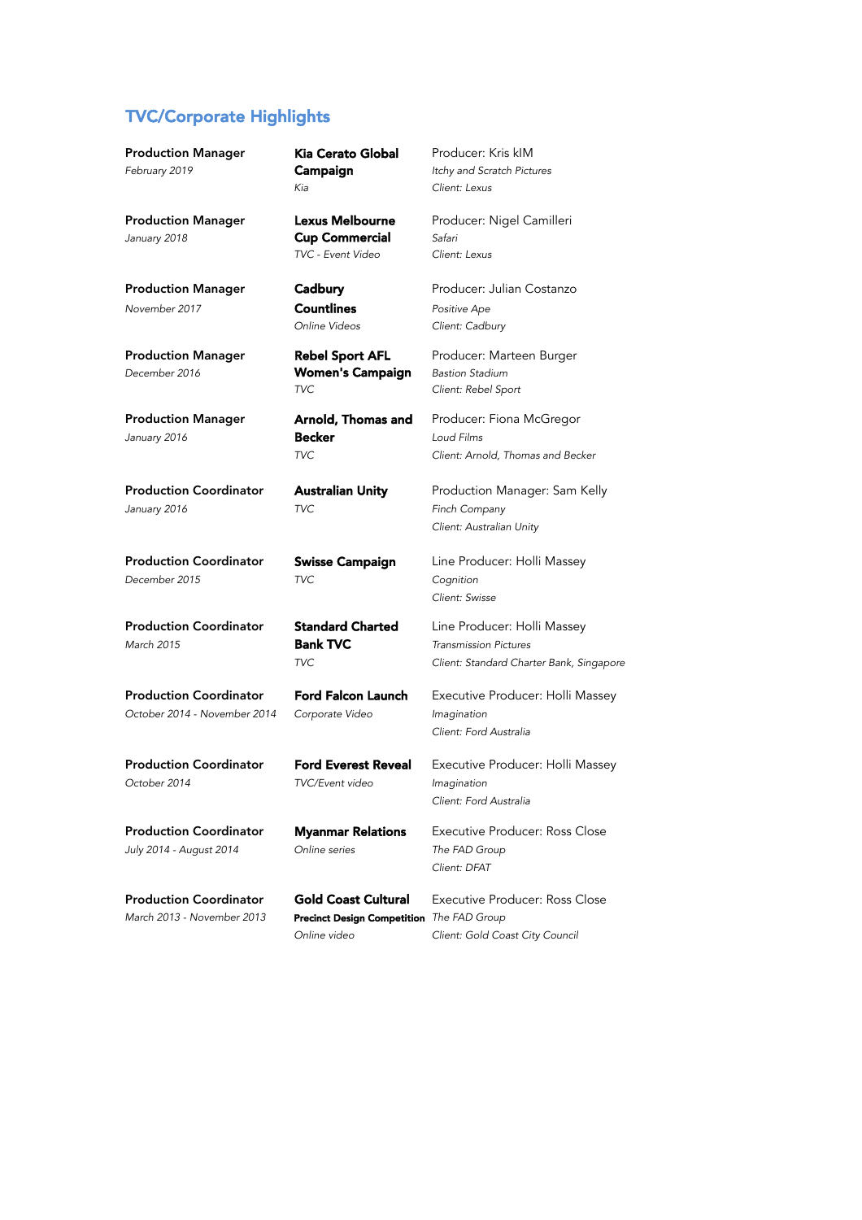## TVC/Corporate Highlights

| Role | Project | Details |
|---|---|---|
| **Production Manager**<br>*February 2019* | **Kia Cerato Global Campaign**<br>*Kia* | Producer: Kris kIM<br>*Itchy and Scratch Pictures*<br>*Client: Lexus* |
| **Production Manager**<br>*January 2018* | **Lexus Melbourne Cup Commercial**<br>*TVC - Event Video* | Producer: Nigel Camilleri<br>*Safari*<br>*Client: Lexus* |
| **Production Manager**<br>*November 2017* | **Cadbury Countlines**<br>*Online Videos* | Producer: Julian Costanzo<br>*Positive Ape*<br>*Client: Cadbury* |
| **Production Manager**<br>*December 2016* | **Rebel Sport AFL Women's Campaign**<br>*TVC* | Producer: Marteen Burger<br>*Bastion Stadium*<br>*Client: Rebel Sport* |
| **Production Manager**<br>*January 2016* | **Arnold, Thomas and Becker**<br>*TVC* | Producer: Fiona McGregor<br>*Loud Films*<br>*Client: Arnold, Thomas and Becker* |
| **Production Coordinator**<br>*January 2016* | **Australian Unity**<br>*TVC* | Production Manager: Sam Kelly<br>*Finch Company*<br>*Client: Australian Unity* |
| **Production Coordinator**<br>*December 2015* | **Swisse Campaign**<br>*TVC* | Line Producer: Holli Massey<br>*Cognition*<br>*Client: Swisse* |
| **Production Coordinator**<br>*March 2015* | **Standard Charted Bank TVC**<br>*TVC* | Line Producer: Holli Massey<br>*Transmission Pictures*<br>*Client: Standard Charter Bank, Singapore* |
| **Production Coordinator**<br>*October 2014 - November 2014* | **Ford Falcon Launch**<br>*Corporate Video* | Executive Producer: Holli Massey<br>*Imagination*<br>*Client: Ford Australia* |
| **Production Coordinator**<br>*October 2014* | **Ford Everest Reveal**<br>*TVC/Event video* | Executive Producer: Holli Massey<br>*Imagination*<br>*Client: Ford Australia* |
| **Production Coordinator**<br>*July 2014 - August 2014* | **Myanmar Relations**<br>*Online series* | Executive Producer: Ross Close<br>*The FAD Group*<br>*Client: DFAT* |
| **Production Coordinator**<br>*March 2013 - November 2013* | **Gold Coast Cultural Precinct Design Competition**<br>*Online video* | Executive Producer: Ross Close<br>*The FAD Group*<br>*Client: Gold Coast City Council* |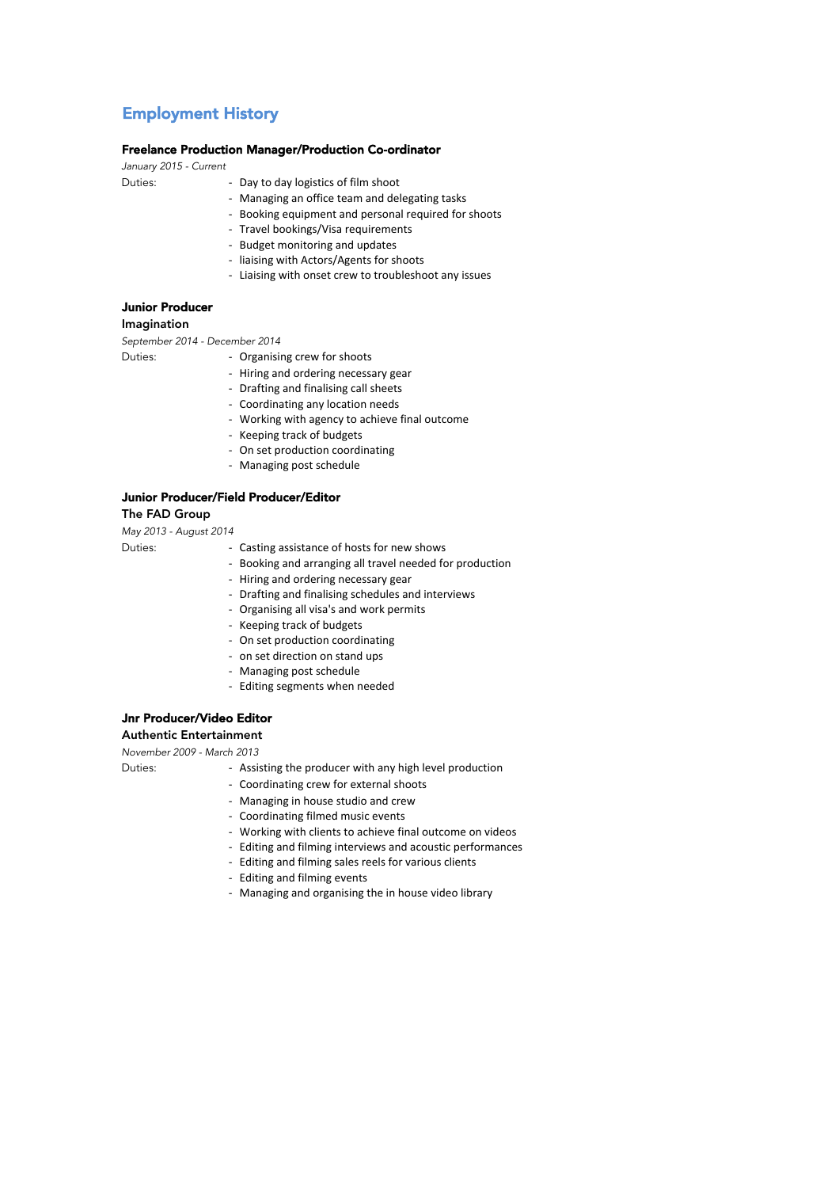## Employment History

### Freelance Production Manager/Production Co-ordinator

*January 2015 - Current*

Duties:

- Day to day logistics of film shoot
- Managing an office team and delegating tasks
- Booking equipment and personal required for shoots
- Travel bookings/Visa requirements
- Budget monitoring and updates
- liaising with Actors/Agents for shoots
- Liaising with onset crew to troubleshoot any issues

### Junior Producer

**Imagination**

*September 2014 - December 2014*

Duties:

- Organising crew for shoots
- Hiring and ordering necessary gear
- Drafting and finalising call sheets
- Coordinating any location needs
- Working with agency to achieve final outcome
- Keeping track of budgets
- On set production coordinating
- Managing post schedule

### Junior Producer/Field Producer/Editor

**The FAD Group**

*May 2013 - August 2014*

Duties:

- Casting assistance of hosts for new shows
- Booking and arranging all travel needed for production
- Hiring and ordering necessary gear
- Drafting and finalising schedules and interviews
- Organising all visa's and work permits
- Keeping track of budgets
- On set production coordinating
- on set direction on stand ups
- Managing post schedule
- Editing segments when needed

### Jnr Producer/Video Editor

**Authentic Entertainment**

*November 2009 - March 2013*

Duties:

- Assisting the producer with any high level production
- Coordinating crew for external shoots
- Managing in house studio and crew
- Coordinating filmed music events
- Working with clients to achieve final outcome on videos
- Editing and filming interviews and acoustic performances
- Editing and filming sales reels for various clients
- Editing and filming events
- Managing and organising the in house video library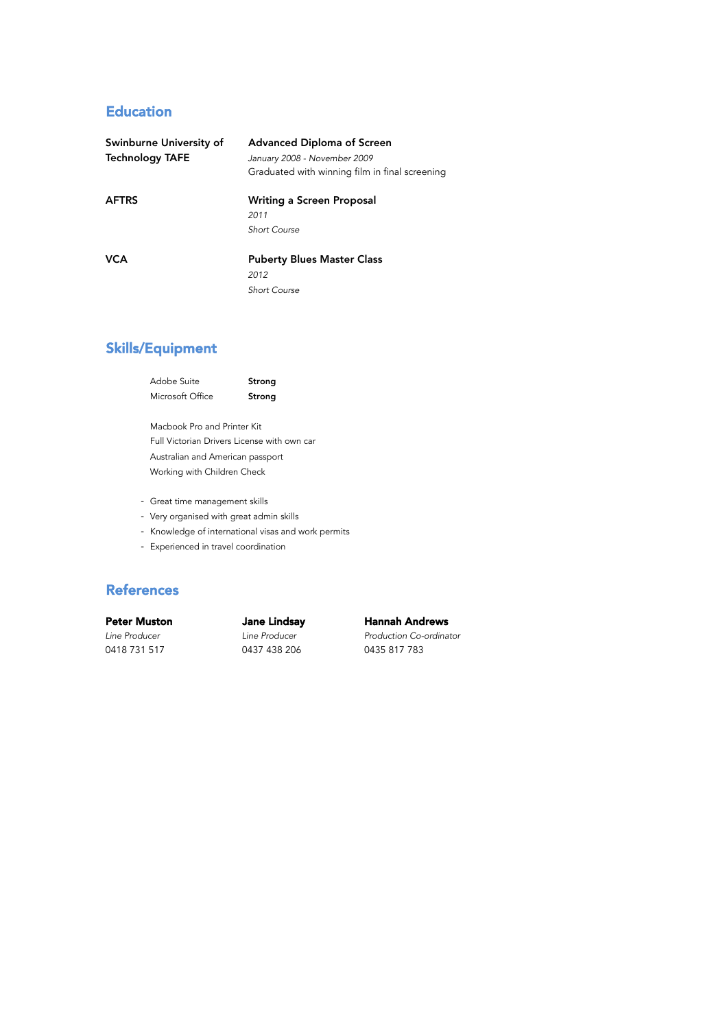## Education

**Swinburne University of Technology TAFE**

**Advanced Diploma of Screen**
*January 2008 - November 2009*
Graduated with winning film in final screening

**AFTRS**

**Writing a Screen Proposal**
*2011*
*Short Course*

**VCA**

**Puberty Blues Master Class**
*2012*
*Short Course*

## Skills/Equipment

| | |
|---|---|
| Adobe Suite | **Strong** |
| Microsoft Office | **Strong** |

Macbook Pro and Printer Kit
Full Victorian Drivers License with own car
Australian and American passport
Working with Children Check

- Great time management skills
- Very organised with great admin skills
- Knowledge of international visas and work permits
- Experienced in travel coordination

## References

**Peter Muston**
*Line Producer*
0418 731 517

**Jane Lindsay**
*Line Producer*
0437 438 206

**Hannah Andrews**
*Production Co-ordinator*
0435 817 783